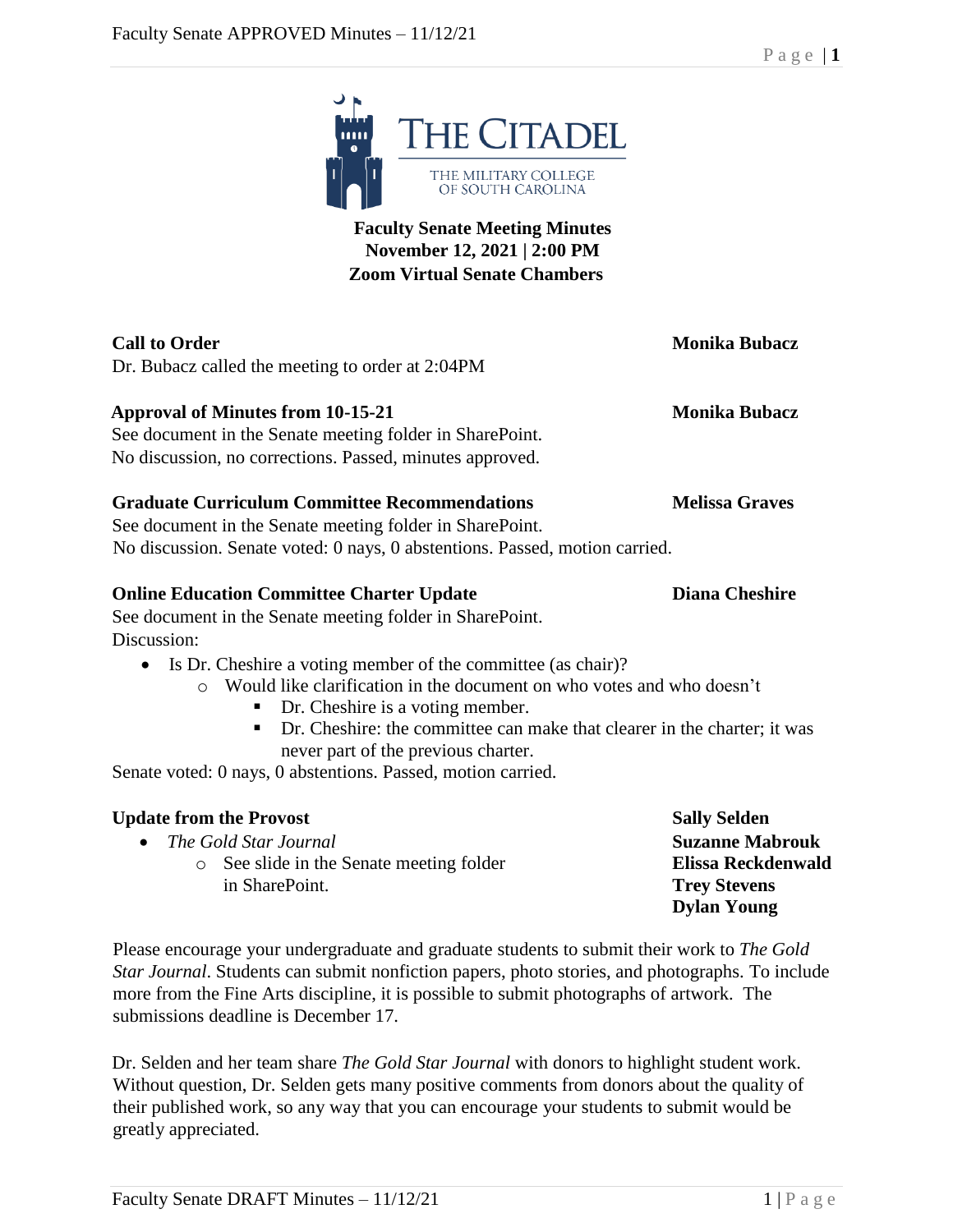**THE CITADEL**

THE MILITARY COLLEGE OF SOUTH CAROLINA

# Faculty Senate Meeting Minutes
**November 12, 2021 | 2:00 PM**
**Zoom Virtual Senate Chambers**

**Call to Order** — **Monika Bubacz**

Dr. Bubacz called the meeting to order at 2:04PM

**Approval of Minutes from 10-15-21** — **Monika Bubacz**

See document in the Senate meeting folder in SharePoint.
No discussion, no corrections. Passed, minutes approved.

**Graduate Curriculum Committee Recommendations** — **Melissa Graves**

See document in the Senate meeting folder in SharePoint.
No discussion. Senate voted: 0 nays, 0 abstentions. Passed, motion carried.

**Online Education Committee Charter Update** — **Diana Cheshire**

See document in the Senate meeting folder in SharePoint.
Discussion:

- Is Dr. Cheshire a voting member of the committee (as chair)?
  - Would like clarification in the document on who votes and who doesn't
    - Dr. Cheshire is a voting member.
    - Dr. Cheshire: the committee can make that clearer in the charter; it was never part of the previous charter.

Senate voted: 0 nays, 0 abstentions. Passed, motion carried.

**Update from the Provost** — **Sally Selden**, **Suzanne Mabrouk**, **Elissa Reckdenwald**, **Trey Stevens**, **Dylan Young**

- *The Gold Star Journal*
  - See slide in the Senate meeting folder in SharePoint.

Please encourage your undergraduate and graduate students to submit their work to *The Gold Star Journal*. Students can submit nonfiction papers, photo stories, and photographs. To include more from the Fine Arts discipline, it is possible to submit photographs of artwork. The submissions deadline is December 17.

Dr. Selden and her team share *The Gold Star Journal* with donors to highlight student work. Without question, Dr. Selden gets many positive comments from donors about the quality of their published work, so any way that you can encourage your students to submit would be greatly appreciated.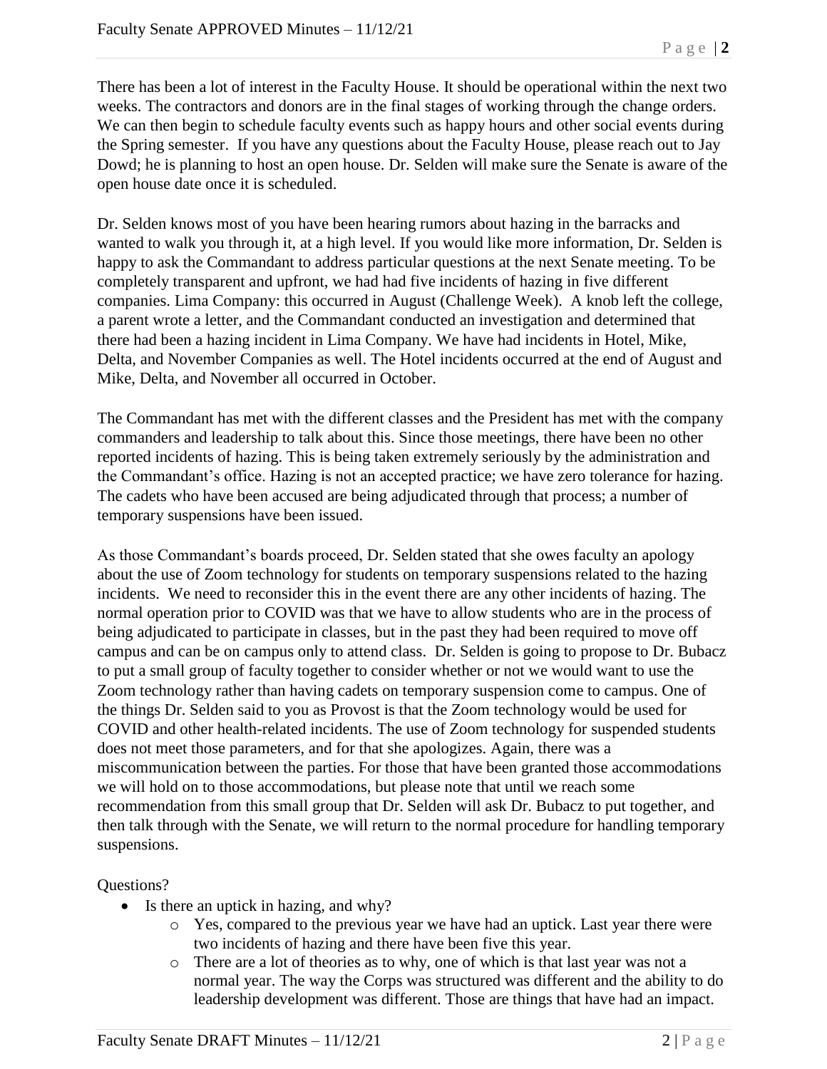There has been a lot of interest in the Faculty House. It should be operational within the next two weeks. The contractors and donors are in the final stages of working through the change orders. We can then begin to schedule faculty events such as happy hours and other social events during the Spring semester. If you have any questions about the Faculty House, please reach out to Jay Dowd; he is planning to host an open house. Dr. Selden will make sure the Senate is aware of the open house date once it is scheduled.

Dr. Selden knows most of you have been hearing rumors about hazing in the barracks and wanted to walk you through it, at a high level. If you would like more information, Dr. Selden is happy to ask the Commandant to address particular questions at the next Senate meeting. To be completely transparent and upfront, we had had five incidents of hazing in five different companies. Lima Company: this occurred in August (Challenge Week). A knob left the college, a parent wrote a letter, and the Commandant conducted an investigation and determined that there had been a hazing incident in Lima Company. We have had incidents in Hotel, Mike, Delta, and November Companies as well. The Hotel incidents occurred at the end of August and Mike, Delta, and November all occurred in October.

The Commandant has met with the different classes and the President has met with the company commanders and leadership to talk about this. Since those meetings, there have been no other reported incidents of hazing. This is being taken extremely seriously by the administration and the Commandant's office. Hazing is not an accepted practice; we have zero tolerance for hazing. The cadets who have been accused are being adjudicated through that process; a number of temporary suspensions have been issued.

As those Commandant's boards proceed, Dr. Selden stated that she owes faculty an apology about the use of Zoom technology for students on temporary suspensions related to the hazing incidents. We need to reconsider this in the event there are any other incidents of hazing. The normal operation prior to COVID was that we have to allow students who are in the process of being adjudicated to participate in classes, but in the past they had been required to move off campus and can be on campus only to attend class. Dr. Selden is going to propose to Dr. Bubacz to put a small group of faculty together to consider whether or not we would want to use the Zoom technology rather than having cadets on temporary suspension come to campus. One of the things Dr. Selden said to you as Provost is that the Zoom technology would be used for COVID and other health-related incidents. The use of Zoom technology for suspended students does not meet those parameters, and for that she apologizes. Again, there was a miscommunication between the parties. For those that have been granted those accommodations we will hold on to those accommodations, but please note that until we reach some recommendation from this small group that Dr. Selden will ask Dr. Bubacz to put together, and then talk through with the Senate, we will return to the normal procedure for handling temporary suspensions.

Questions?

- Is there an uptick in hazing, and why?
  - Yes, compared to the previous year we have had an uptick. Last year there were two incidents of hazing and there have been five this year.
  - There are a lot of theories as to why, one of which is that last year was not a normal year. The way the Corps was structured was different and the ability to do leadership development was different. Those are things that have had an impact.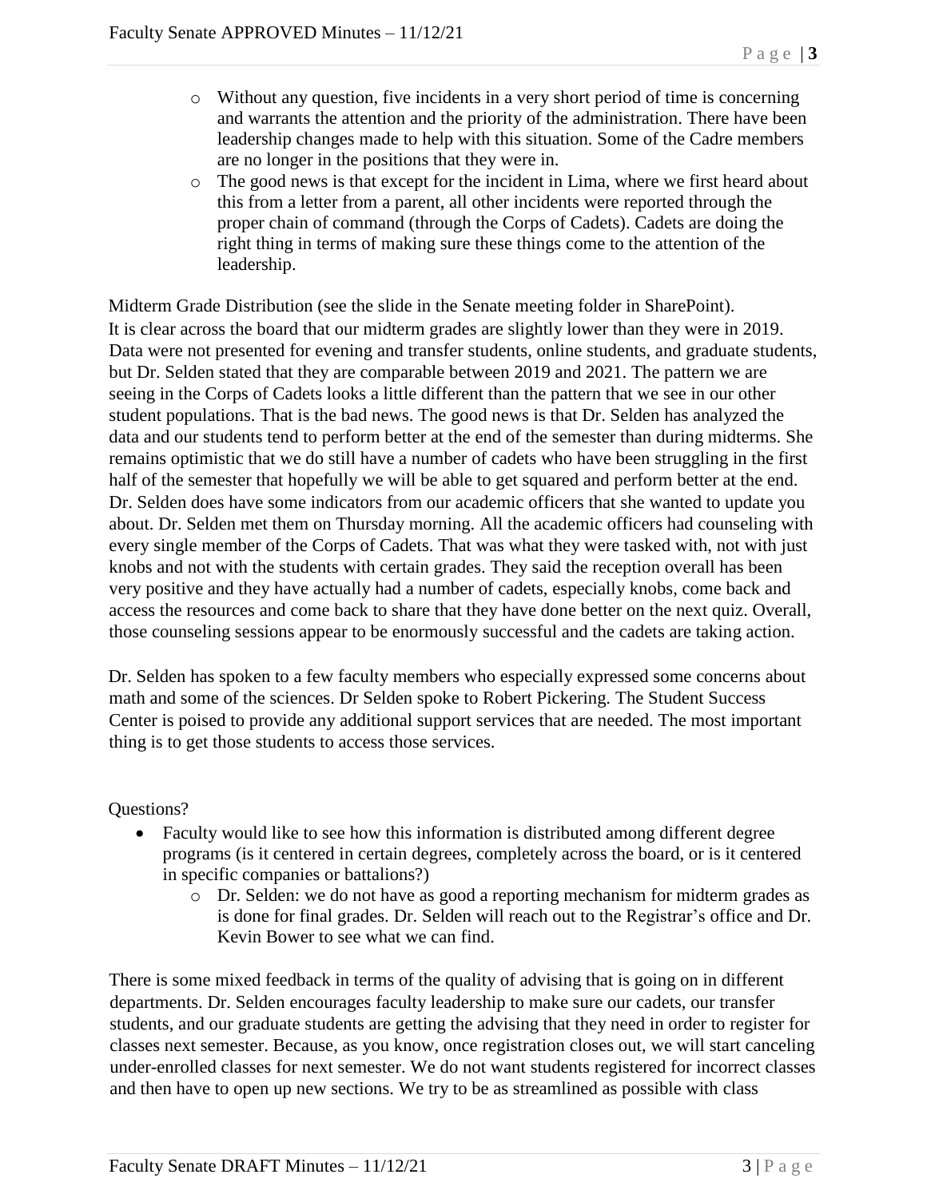- Without any question, five incidents in a very short period of time is concerning and warrants the attention and the priority of the administration. There have been leadership changes made to help with this situation. Some of the Cadre members are no longer in the positions that they were in.
- The good news is that except for the incident in Lima, where we first heard about this from a letter from a parent, all other incidents were reported through the proper chain of command (through the Corps of Cadets). Cadets are doing the right thing in terms of making sure these things come to the attention of the leadership.

Midterm Grade Distribution (see the slide in the Senate meeting folder in SharePoint).
It is clear across the board that our midterm grades are slightly lower than they were in 2019. Data were not presented for evening and transfer students, online students, and graduate students, but Dr. Selden stated that they are comparable between 2019 and 2021. The pattern we are seeing in the Corps of Cadets looks a little different than the pattern that we see in our other student populations. That is the bad news. The good news is that Dr. Selden has analyzed the data and our students tend to perform better at the end of the semester than during midterms. She remains optimistic that we do still have a number of cadets who have been struggling in the first half of the semester that hopefully we will be able to get squared and perform better at the end. Dr. Selden does have some indicators from our academic officers that she wanted to update you about. Dr. Selden met them on Thursday morning. All the academic officers had counseling with every single member of the Corps of Cadets. That was what they were tasked with, not with just knobs and not with the students with certain grades. They said the reception overall has been very positive and they have actually had a number of cadets, especially knobs, come back and access the resources and come back to share that they have done better on the next quiz. Overall, those counseling sessions appear to be enormously successful and the cadets are taking action.

Dr. Selden has spoken to a few faculty members who especially expressed some concerns about math and some of the sciences. Dr Selden spoke to Robert Pickering. The Student Success Center is poised to provide any additional support services that are needed. The most important thing is to get those students to access those services.

Questions?

- Faculty would like to see how this information is distributed among different degree programs (is it centered in certain degrees, completely across the board, or is it centered in specific companies or battalions?)
  - Dr. Selden: we do not have as good a reporting mechanism for midterm grades as is done for final grades. Dr. Selden will reach out to the Registrar's office and Dr. Kevin Bower to see what we can find.

There is some mixed feedback in terms of the quality of advising that is going on in different departments. Dr. Selden encourages faculty leadership to make sure our cadets, our transfer students, and our graduate students are getting the advising that they need in order to register for classes next semester. Because, as you know, once registration closes out, we will start canceling under-enrolled classes for next semester. We do not want students registered for incorrect classes and then have to open up new sections. We try to be as streamlined as possible with class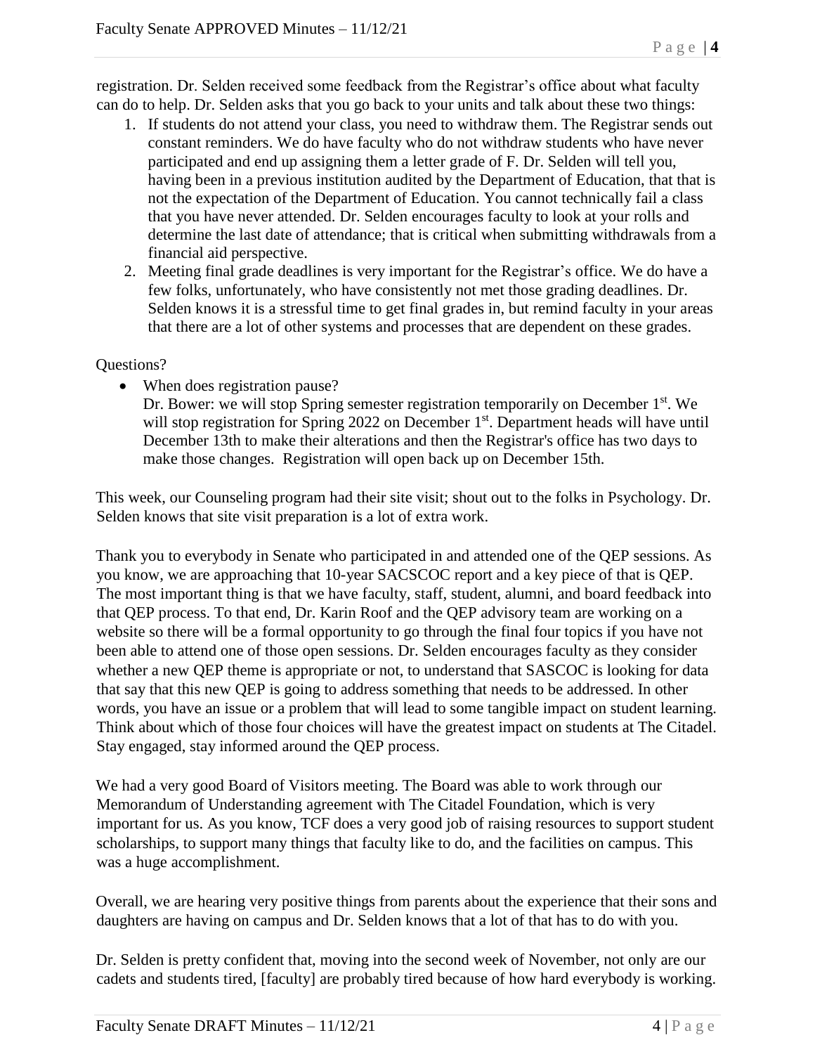registration. Dr. Selden received some feedback from the Registrar's office about what faculty can do to help. Dr. Selden asks that you go back to your units and talk about these two things:

1. If students do not attend your class, you need to withdraw them. The Registrar sends out constant reminders. We do have faculty who do not withdraw students who have never participated and end up assigning them a letter grade of F. Dr. Selden will tell you, having been in a previous institution audited by the Department of Education, that that is not the expectation of the Department of Education. You cannot technically fail a class that you have never attended. Dr. Selden encourages faculty to look at your rolls and determine the last date of attendance; that is critical when submitting withdrawals from a financial aid perspective.
2. Meeting final grade deadlines is very important for the Registrar's office. We do have a few folks, unfortunately, who have consistently not met those grading deadlines. Dr. Selden knows it is a stressful time to get final grades in, but remind faculty in your areas that there are a lot of other systems and processes that are dependent on these grades.

Questions?

- When does registration pause?
  Dr. Bower: we will stop Spring semester registration temporarily on December 1st. We will stop registration for Spring 2022 on December 1st. Department heads will have until December 13th to make their alterations and then the Registrar's office has two days to make those changes. Registration will open back up on December 15th.

This week, our Counseling program had their site visit; shout out to the folks in Psychology. Dr. Selden knows that site visit preparation is a lot of extra work.

Thank you to everybody in Senate who participated in and attended one of the QEP sessions. As you know, we are approaching that 10-year SACSCOC report and a key piece of that is QEP. The most important thing is that we have faculty, staff, student, alumni, and board feedback into that QEP process. To that end, Dr. Karin Roof and the QEP advisory team are working on a website so there will be a formal opportunity to go through the final four topics if you have not been able to attend one of those open sessions. Dr. Selden encourages faculty as they consider whether a new QEP theme is appropriate or not, to understand that SASCOC is looking for data that say that this new QEP is going to address something that needs to be addressed. In other words, you have an issue or a problem that will lead to some tangible impact on student learning. Think about which of those four choices will have the greatest impact on students at The Citadel. Stay engaged, stay informed around the QEP process.

We had a very good Board of Visitors meeting. The Board was able to work through our Memorandum of Understanding agreement with The Citadel Foundation, which is very important for us. As you know, TCF does a very good job of raising resources to support student scholarships, to support many things that faculty like to do, and the facilities on campus. This was a huge accomplishment.

Overall, we are hearing very positive things from parents about the experience that their sons and daughters are having on campus and Dr. Selden knows that a lot of that has to do with you.

Dr. Selden is pretty confident that, moving into the second week of November, not only are our cadets and students tired, [faculty] are probably tired because of how hard everybody is working.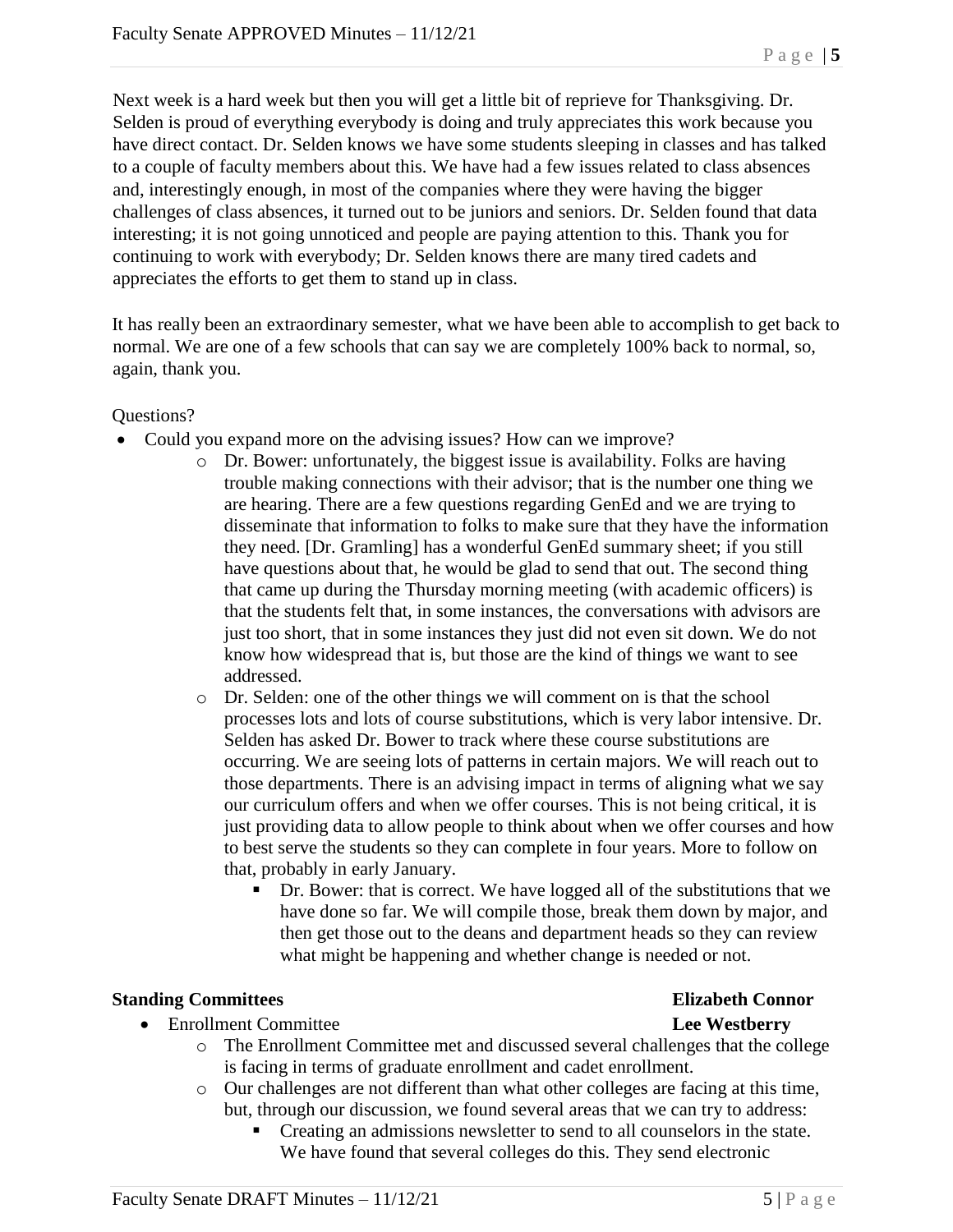Next week is a hard week but then you will get a little bit of reprieve for Thanksgiving. Dr. Selden is proud of everything everybody is doing and truly appreciates this work because you have direct contact. Dr. Selden knows we have some students sleeping in classes and has talked to a couple of faculty members about this. We have had a few issues related to class absences and, interestingly enough, in most of the companies where they were having the bigger challenges of class absences, it turned out to be juniors and seniors. Dr. Selden found that data interesting; it is not going unnoticed and people are paying attention to this. Thank you for continuing to work with everybody; Dr. Selden knows there are many tired cadets and appreciates the efforts to get them to stand up in class.

It has really been an extraordinary semester, what we have been able to accomplish to get back to normal. We are one of a few schools that can say we are completely 100% back to normal, so, again, thank you.

Questions?

- Could you expand more on the advising issues? How can we improve?
  - Dr. Bower: unfortunately, the biggest issue is availability. Folks are having trouble making connections with their advisor; that is the number one thing we are hearing. There are a few questions regarding GenEd and we are trying to disseminate that information to folks to make sure that they have the information they need. [Dr. Gramling] has a wonderful GenEd summary sheet; if you still have questions about that, he would be glad to send that out. The second thing that came up during the Thursday morning meeting (with academic officers) is that the students felt that, in some instances, the conversations with advisors are just too short, that in some instances they just did not even sit down. We do not know how widespread that is, but those are the kind of things we want to see addressed.
  - Dr. Selden: one of the other things we will comment on is that the school processes lots and lots of course substitutions, which is very labor intensive. Dr. Selden has asked Dr. Bower to track where these course substitutions are occurring. We are seeing lots of patterns in certain majors. We will reach out to those departments. There is an advising impact in terms of aligning what we say our curriculum offers and when we offer courses. This is not being critical, it is just providing data to allow people to think about when we offer courses and how to best serve the students so they can complete in four years. More to follow on that, probably in early January.
    - Dr. Bower: that is correct. We have logged all of the substitutions that we have done so far. We will compile those, break them down by major, and then get those out to the deans and department heads so they can review what might be happening and whether change is needed or not.

**Standing Committees** **Elizabeth Connor**

- Enrollment Committee **Lee Westberry**
  - The Enrollment Committee met and discussed several challenges that the college is facing in terms of graduate enrollment and cadet enrollment.
  - Our challenges are not different than what other colleges are facing at this time, but, through our discussion, we found several areas that we can try to address:
    - Creating an admissions newsletter to send to all counselors in the state. We have found that several colleges do this. They send electronic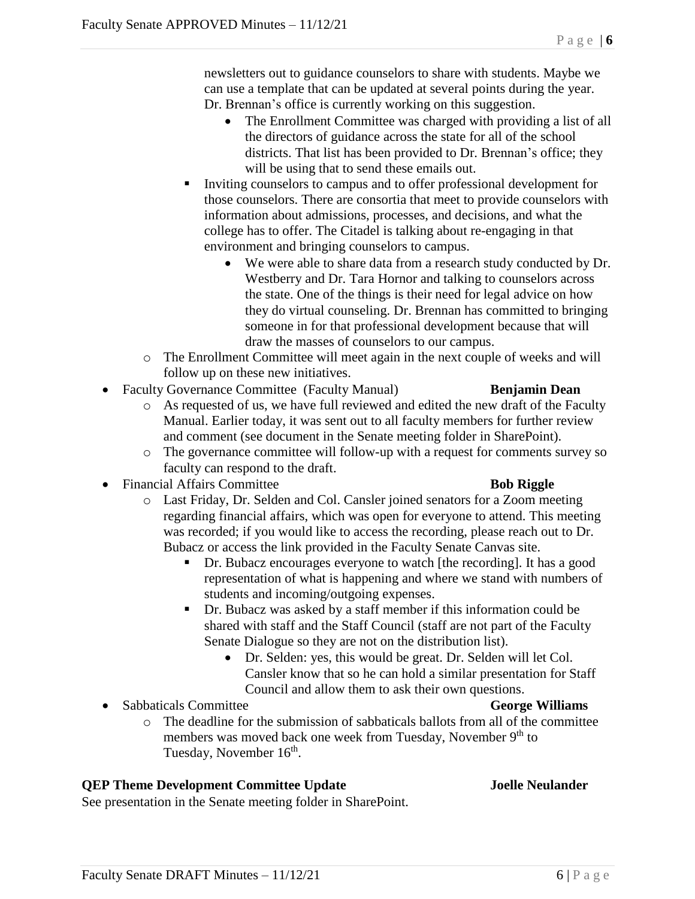newsletters out to guidance counselors to share with students. Maybe we can use a template that can be updated at several points during the year. Dr. Brennan's office is currently working on this suggestion.

- The Enrollment Committee was charged with providing a list of all the directors of guidance across the state for all of the school districts. That list has been provided to Dr. Brennan's office; they will be using that to send these emails out.

- Inviting counselors to campus and to offer professional development for those counselors. There are consortia that meet to provide counselors with information about admissions, processes, and decisions, and what the college has to offer. The Citadel is talking about re-engaging in that environment and bringing counselors to campus.
  - We were able to share data from a research study conducted by Dr. Westberry and Dr. Tara Hornor and talking to counselors across the state. One of the things is their need for legal advice on how they do virtual counseling. Dr. Brennan has committed to bringing someone in for that professional development because that will draw the masses of counselors to our campus.
- The Enrollment Committee will meet again in the next couple of weeks and will follow up on these new initiatives.

- Faculty Governance Committee (Faculty Manual) **Benjamin Dean**
  - As requested of us, we have full reviewed and edited the new draft of the Faculty Manual. Earlier today, it was sent out to all faculty members for further review and comment (see document in the Senate meeting folder in SharePoint).
  - The governance committee will follow-up with a request for comments survey so faculty can respond to the draft.
- Financial Affairs Committee **Bob Riggle**
  - Last Friday, Dr. Selden and Col. Cansler joined senators for a Zoom meeting regarding financial affairs, which was open for everyone to attend. This meeting was recorded; if you would like to access the recording, please reach out to Dr. Bubacz or access the link provided in the Faculty Senate Canvas site.
    - Dr. Bubacz encourages everyone to watch [the recording]. It has a good representation of what is happening and where we stand with numbers of students and incoming/outgoing expenses.
    - Dr. Bubacz was asked by a staff member if this information could be shared with staff and the Staff Council (staff are not part of the Faculty Senate Dialogue so they are not on the distribution list).
      - Dr. Selden: yes, this would be great. Dr. Selden will let Col. Cansler know that so he can hold a similar presentation for Staff Council and allow them to ask their own questions.
- Sabbaticals Committee **George Williams**
  - The deadline for the submission of sabbaticals ballots from all of the committee members was moved back one week from Tuesday, November 9th to Tuesday, November 16th.

**QEP Theme Development Committee Update** **Joelle Neulander**

See presentation in the Senate meeting folder in SharePoint.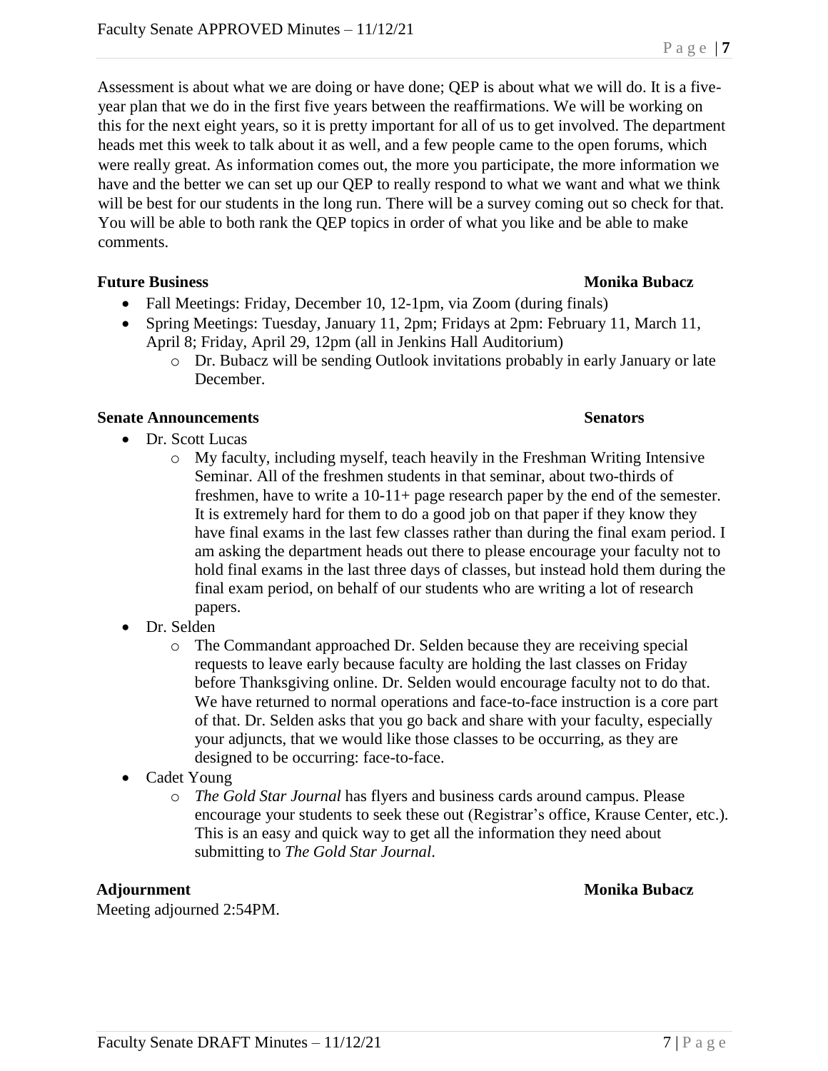Assessment is about what we are doing or have done; QEP is about what we will do. It is a five-year plan that we do in the first five years between the reaffirmations. We will be working on this for the next eight years, so it is pretty important for all of us to get involved. The department heads met this week to talk about it as well, and a few people came to the open forums, which were really great. As information comes out, the more you participate, the more information we have and the better we can set up our QEP to really respond to what we want and what we think will be best for our students in the long run. There will be a survey coming out so check for that. You will be able to both rank the QEP topics in order of what you like and be able to make comments.

**Future Business** **Monika Bubacz**

- Fall Meetings: Friday, December 10, 12-1pm, via Zoom (during finals)
- Spring Meetings: Tuesday, January 11, 2pm; Fridays at 2pm: February 11, March 11, April 8; Friday, April 29, 12pm (all in Jenkins Hall Auditorium)
  - Dr. Bubacz will be sending Outlook invitations probably in early January or late December.

**Senate Announcements** **Senators**

- Dr. Scott Lucas
  - My faculty, including myself, teach heavily in the Freshman Writing Intensive Seminar. All of the freshmen students in that seminar, about two-thirds of freshmen, have to write a 10-11+ page research paper by the end of the semester. It is extremely hard for them to do a good job on that paper if they know they have final exams in the last few classes rather than during the final exam period. I am asking the department heads out there to please encourage your faculty not to hold final exams in the last three days of classes, but instead hold them during the final exam period, on behalf of our students who are writing a lot of research papers.
- Dr. Selden
  - The Commandant approached Dr. Selden because they are receiving special requests to leave early because faculty are holding the last classes on Friday before Thanksgiving online. Dr. Selden would encourage faculty not to do that. We have returned to normal operations and face-to-face instruction is a core part of that. Dr. Selden asks that you go back and share with your faculty, especially your adjuncts, that we would like those classes to be occurring, as they are designed to be occurring: face-to-face.
- Cadet Young
  - *The Gold Star Journal* has flyers and business cards around campus. Please encourage your students to seek these out (Registrar's office, Krause Center, etc.). This is an easy and quick way to get all the information they need about submitting to *The Gold Star Journal*.

**Adjournment** **Monika Bubacz**

Meeting adjourned 2:54PM.